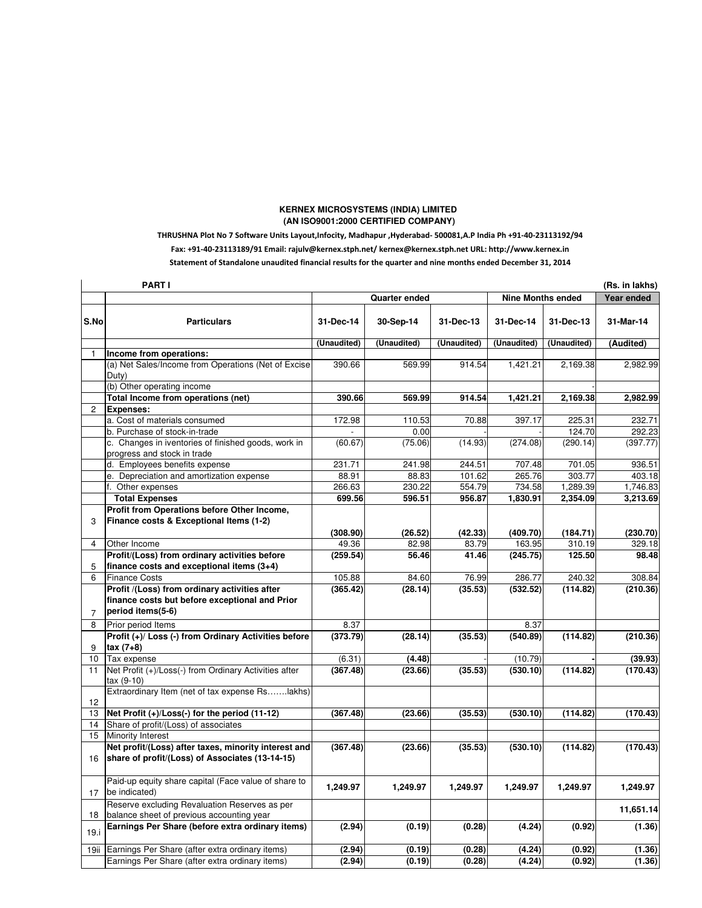**KERNEX MICROSYSTEMS (INDIA) LIMITED**
**(AN ISO9001:2000 CERTIFIED COMPANY)**

**THRUSHNA Plot No 7 Software Units Layout,Infocity, Madhapur ,Hyderabad- 500081,A.P India Ph +91-40-23113192/94**

**Fax: +91-40-23113189/91 Email: rajulv@kernex.stph.net/ kernex@kernex.stph.net URL: http://www.kernex.in**

**Statement of Standalone unaudited financial results for the quarter and nine months ended December 31, 2014**

| | **PART I** | | | | | | **(Rs. in lakhs)** |
|---|---|---|---|---|---|---|---|
| | | **Quarter ended** | | | **Nine Months ended** | | **Year ended** |
| **S.No** | **Particulars** | **31-Dec-14** | **30-Sep-14** | **31-Dec-13** | **31-Dec-14** | **31-Dec-13** | **31-Mar-14** |
| | | **(Unaudited)** | **(Unaudited)** | **(Unaudited)** | **(Unaudited)** | **(Unaudited)** | **(Audited)** |
| 1 | **Income from operations:** | | | | | | |
| | (a) Net Sales/Income from Operations (Net of Excise Duty) | 390.66 | 569.99 | 914.54 | 1,421.21 | 2,169.38 | 2,982.99 |
| | (b) Other operating income | | | | | | - |
| | **Total Income from operations (net)** | **390.66** | **569.99** | **914.54** | **1,421.21** | **2,169.38** | **2,982.99** |
| 2 | **Expenses:** | | | | | | |
| | a. Cost of materials consumed | 172.98 | 110.53 | 70.88 | 397.17 | 225.31 | 232.71 |
| | b. Purchase of stock-in-trade | - | 0.00 | - | - | 124.70 | 292.23 |
| | c. Changes in inventories of finished goods, work in progress and stock in trade | (60.67) | (75.06) | (14.93) | (274.08) | (290.14) | (397.77) |
| | d. Employees benefits expense | 231.71 | 241.98 | 244.51 | 707.48 | 701.05 | 936.51 |
| | e. Depreciation and amortization expense | 88.91 | 88.83 | 101.62 | 265.76 | 303.77 | 403.18 |
| | f. Other expenses | 266.63 | 230.22 | 554.79 | 734.58 | 1,289.39 | 1,746.83 |
| | **Total Expenses** | **699.56** | **596.51** | **956.87** | **1,830.91** | **2,354.09** | **3,213.69** |
| 3 | **Profit from Operations before Other Income, Finance costs & Exceptional Items (1-2)** | **(308.90)** | **(26.52)** | **(42.33)** | **(409.70)** | **(184.71)** | **(230.70)** |
| 4 | Other Income | 49.36 | 82.98 | 83.79 | 163.95 | 310.19 | 329.18 |
| 5 | **Profit/(Loss) from ordinary activities before finance costs and exceptional items (3+4)** | **(259.54)** | **56.46** | **41.46** | **(245.75)** | **125.50** | **98.48** |
| 6 | Finance Costs | 105.88 | 84.60 | 76.99 | 286.77 | 240.32 | 308.84 |
| 7 | **Profit /(Loss) from ordinary activities after finance costs but before exceptional and Prior period items(5-6)** | **(365.42)** | **(28.14)** | **(35.53)** | **(532.52)** | **(114.82)** | **(210.36)** |
| 8 | Prior period Items | 8.37 | | | 8.37 | | |
| 9 | **Profit (+)/ Loss (-) from Ordinary Activities before tax (7+8)** | **(373.79)** | **(28.14)** | **(35.53)** | **(540.89)** | **(114.82)** | **(210.36)** |
| 10 | Tax expense | (6.31) | **(4.48)** | - | (10.79) | **-** | **(39.93)** |
| 11 | Net Profit (+)/Loss(-) from Ordinary Activities after tax (9-10) | **(367.48)** | **(23.66)** | **(35.53)** | **(530.10)** | **(114.82)** | **(170.43)** |
| 12 | Extraordinary Item (net of tax expense Rs…….lakhs) | | | | | | |
| 13 | **Net Profit (+)/Loss(-) for the period (11-12)** | **(367.48)** | **(23.66)** | **(35.53)** | **(530.10)** | **(114.82)** | **(170.43)** |
| 14 | Share of profit/(Loss) of associates | | | | | | |
| 15 | Minority Interest | | | | | | |
| 16 | **Net profit/(Loss) after taxes, minority interest and share of profit/(Loss) of Associates (13-14-15)** | **(367.48)** | **(23.66)** | **(35.53)** | **(530.10)** | **(114.82)** | **(170.43)** |
| 17 | Paid-up equity share capital (Face value of share to be indicated) | **1,249.97** | **1,249.97** | **1,249.97** | **1,249.97** | **1,249.97** | **1,249.97** |
| 18 | Reserve excluding Revaluation Reserves as per balance sheet of previous accounting year | | | | | | **11,651.14** |
| 19.i | **Earnings Per Share (before extra ordinary items)** | **(2.94)** | **(0.19)** | **(0.28)** | **(4.24)** | **(0.92)** | **(1.36)** |
| 19ii | Earnings Per Share (after extra ordinary items) | **(2.94)** | **(0.19)** | **(0.28)** | **(4.24)** | **(0.92)** | **(1.36)** |
| | Earnings Per Share (after extra ordinary items) | **(2.94)** | **(0.19)** | **(0.28)** | **(4.24)** | **(0.92)** | **(1.36)** |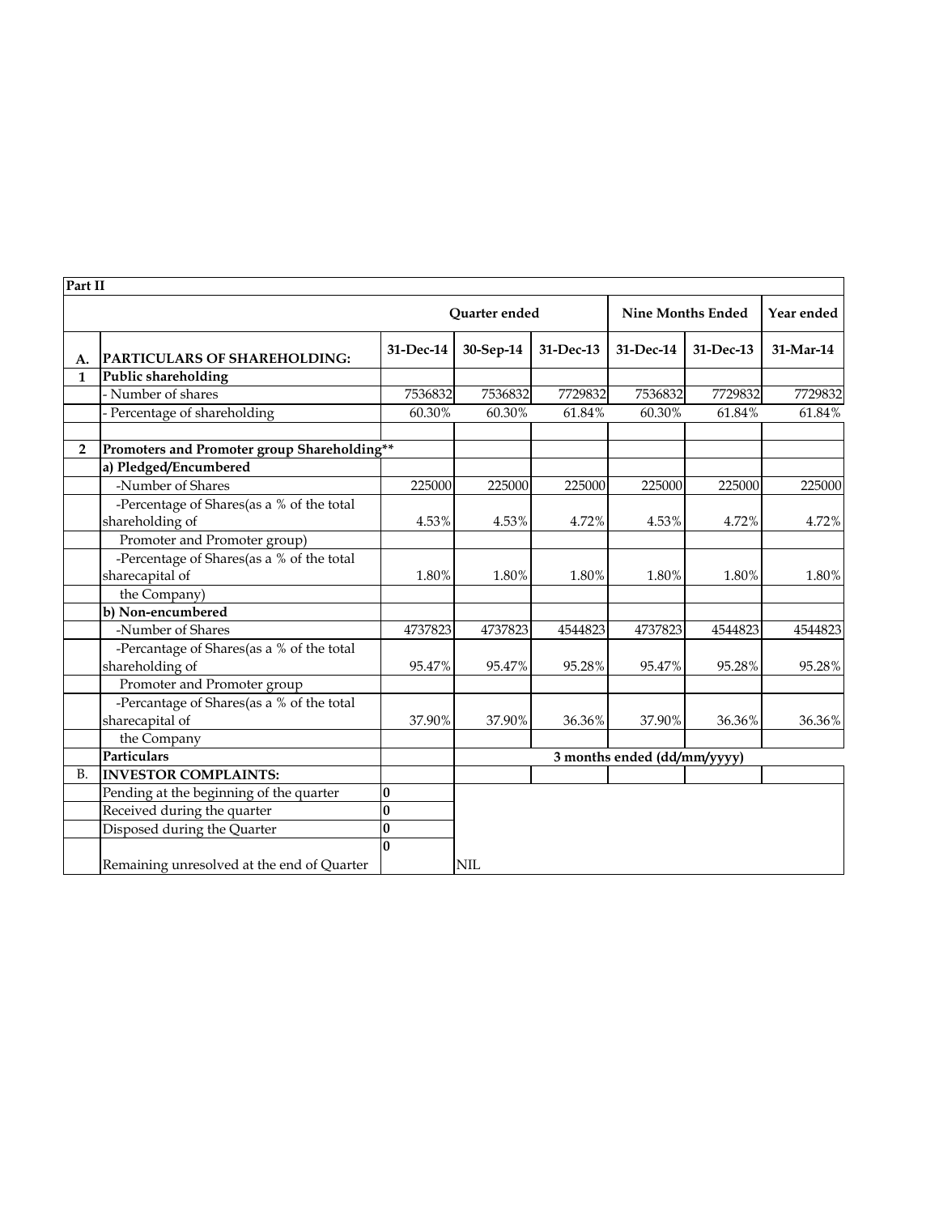| Part II | | | | | | | |
|---|---|---|---|---|---|---|---|
| | | Quarter ended | | | Nine Months Ended | | Year ended |
| A. | PARTICULARS OF SHAREHOLDING: | 31-Dec-14 | 30-Sep-14 | 31-Dec-13 | 31-Dec-14 | 31-Dec-13 | 31-Mar-14 |
| 1 | Public shareholding | | | | | | |
| | - Number of shares | 7536832 | 7536832 | 7729832 | 7536832 | 7729832 | 7729832 |
| | - Percentage of shareholding | 60.30% | 60.30% | 61.84% | 60.30% | 61.84% | 61.84% |
| | | | | | | | |
| 2 | Promoters and Promoter group Shareholding** | | | | | | |
| | a) Pledged/Encumbered | | | | | | |
| | -Number of Shares | 225000 | 225000 | 225000 | 225000 | 225000 | 225000 |
| | -Percentage of Shares(as a % of the total shareholding of | 4.53% | 4.53% | 4.72% | 4.53% | 4.72% | 4.72% |
| | Promoter and Promoter group) | | | | | | |
| | -Percentage of Shares(as a % of the total sharecapital of | 1.80% | 1.80% | 1.80% | 1.80% | 1.80% | 1.80% |
| | the Company) | | | | | | |
| | b) Non-encumbered | | | | | | |
| | -Number of Shares | 4737823 | 4737823 | 4544823 | 4737823 | 4544823 | 4544823 |
| | -Percantage of Shares(as a % of the total shareholding of | 95.47% | 95.47% | 95.28% | 95.47% | 95.28% | 95.28% |
| | Promoter and Promoter group | | | | | | |
| | -Percantage of Shares(as a % of the total sharecapital of | 37.90% | 37.90% | 36.36% | 37.90% | 36.36% | 36.36% |
| | the Company | | | | | | |
| | Particulars | | 3 months ended (dd/mm/yyyy) | | | | |
| B. | INVESTOR COMPLAINTS: | | | | | | |
| | Pending at the beginning of the quarter | 0 | | | | | |
| | Received during the quarter | 0 | | | | | |
| | Disposed during the Quarter | 0 | | | | | |
| | Remaining unresolved at the end of Quarter | 0 | NIL | | | | |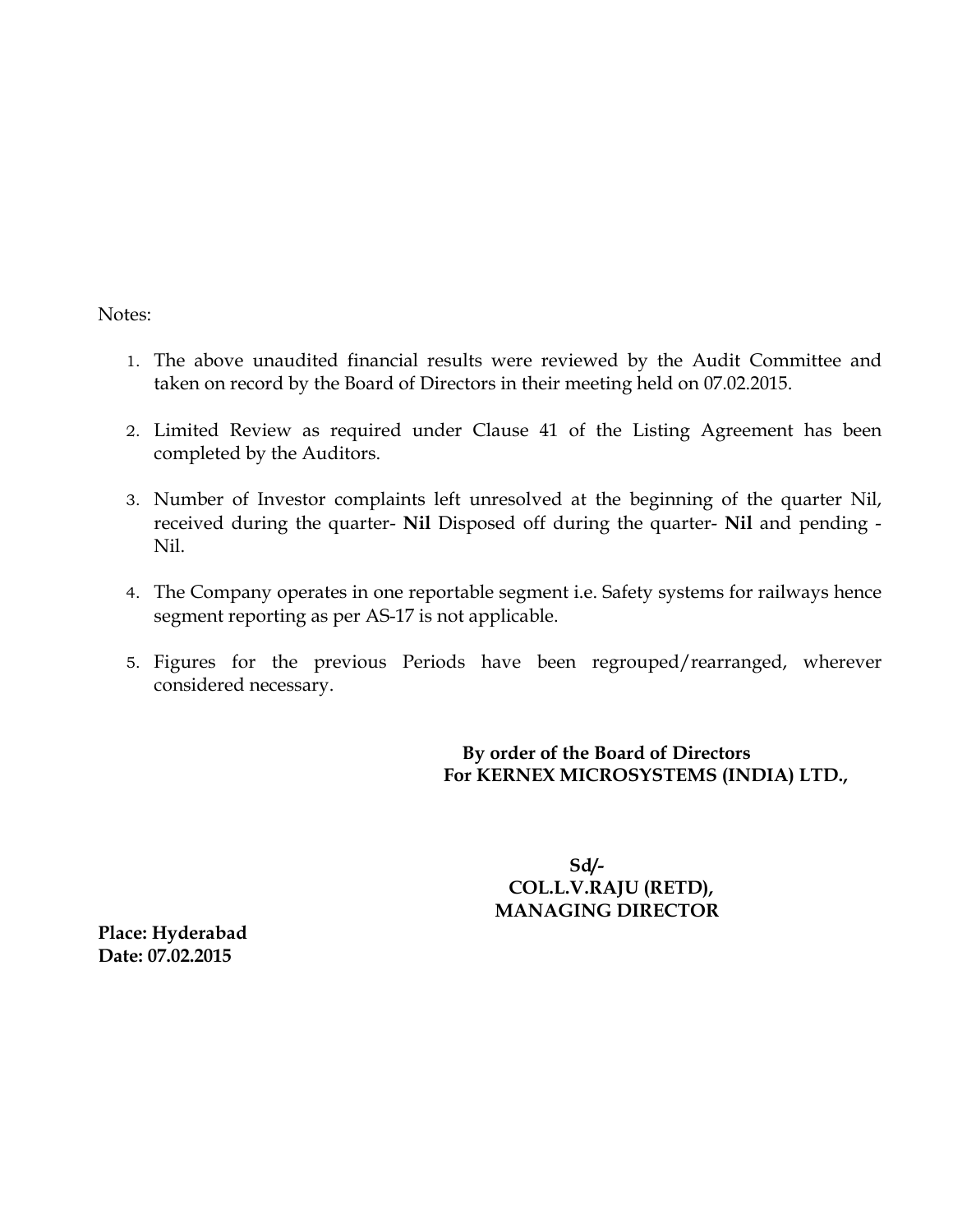Notes:

1. The above unaudited financial results were reviewed by the Audit Committee and taken on record by the Board of Directors in their meeting held on 07.02.2015.

2. Limited Review as required under Clause 41 of the Listing Agreement has been completed by the Auditors.

3. Number of Investor complaints left unresolved at the beginning of the quarter Nil, received during the quarter- **Nil** Disposed off during the quarter- **Nil** and pending - Nil.

4. The Company operates in one reportable segment i.e. Safety systems for railways hence segment reporting as per AS-17 is not applicable.

5. Figures for the previous Periods have been regrouped/rearranged, wherever considered necessary.

**By order of the Board of Directors**
**For KERNEX MICROSYSTEMS (INDIA) LTD.,**

**Sd/-**
**COL.L.V.RAJU (RETD),**
**MANAGING DIRECTOR**

**Place: Hyderabad**
**Date: 07.02.2015**